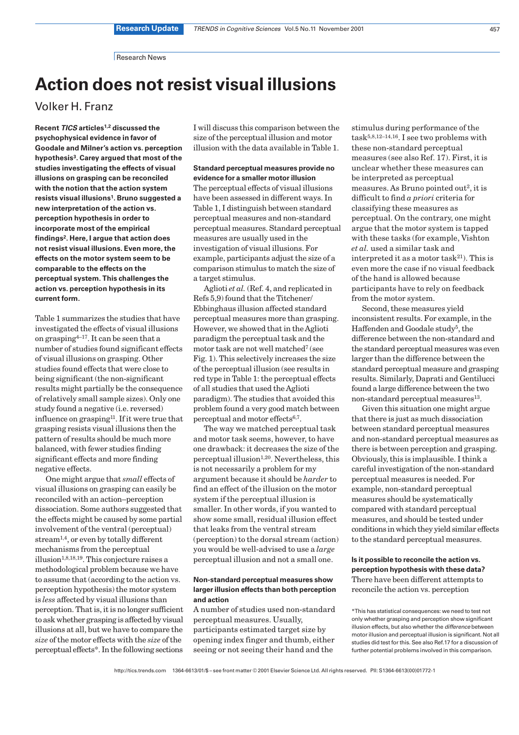Research News

# Action does not resist visual illusions

Volker H. Franz

**Recent *TICS* articles[1,2] discussed the psychophysical evidence in favor of Goodale and Milner's action vs. perception hypothesis[3]. Carey argued that most of the studies investigating the effects of visual illusions on grasping can be reconciled with the notion that the action system resists visual illusions[1]. Bruno suggested a new interpretation of the action vs. perception hypothesis in order to incorporate most of the empirical findings[2]. Here, I argue that action does not resist visual illusions. Even more, the effects on the motor system seem to be comparable to the effects on the perceptual system. This challenges the action vs. perception hypothesis in its current form.**

Table 1 summarizes the studies that have investigated the effects of visual illusions on grasping[4–17]. It can be seen that a number of studies found significant effects of visual illusions on grasping. Other studies found effects that were close to being significant (the non-significant results might partially be the consequence of relatively small sample sizes). Only one study found a negative (i.e. reversed) influence on grasping[11]. If it were true that grasping resists visual illusions then the pattern of results should be much more balanced, with fewer studies finding significant effects and more finding negative effects.

One might argue that *small* effects of visual illusions on grasping can easily be reconciled with an action–perception dissociation. Some authors suggested that the effects might be caused by some partial involvement of the ventral (perceptual) stream[1,4], or even by totally different mechanisms from the perceptual illusion[1,8,18,19]. This conjecture raises a methodological problem because we have to assume that (according to the action vs. perception hypothesis) the motor system is *less* affected by visual illusions than perception. That is, it is no longer sufficient to ask whether grasping is affected by visual illusions at all, but we have to compare the *size* of the motor effects with the *size* of the perceptual effects*. In the following sections I will discuss this comparison between the size of the perceptual illusion and motor illusion with the data available in Table 1.

### Standard perceptual measures provide no evidence for a smaller motor illusion

The perceptual effects of visual illusions have been assessed in different ways. In Table 1, I distinguish between standard perceptual measures and non-standard perceptual measures. Standard perceptual measures are usually used in the investigation of visual illusions. For example, participants adjust the size of a comparison stimulus to match the size of a target stimulus.

Aglioti *et al.* (Ref. 4, and replicated in Refs 5,9) found that the Titchener/Ebbinghaus illusion affected standard perceptual measures more than grasping. However, we showed that in the Aglioti paradigm the perceptual task and the motor task are not well matched[7] (see Fig. 1). This selectively increases the size of the perceptual illusion (see results in red type in Table 1: the perceptual effects of all studies that used the Aglioti paradigm). The studies that avoided this problem found a very good match between perceptual and motor effects[6,7].

The way we matched perceptual task and motor task seems, however, to have one drawback: it decreases the size of the perceptual illusion[1,20]. Nevertheless, this is not necessarily a problem for my argument because it should be *harder* to find an effect of the illusion on the motor system if the perceptual illusion is smaller. In other words, if you wanted to show some small, residual illusion effect that leaks from the ventral stream (perception) to the dorsal stream (action) you would be well-advised to use a *large* perceptual illusion and not a small one.

### Non-standard perceptual measures show larger illusion effects than both perception and action

A number of studies used non-standard perceptual measures. Usually, participants estimated target size by opening index finger and thumb, either seeing or not seeing their hand and the stimulus during performance of the task[5,8,12–14,16]. I see two problems with these non-standard perceptual measures (see also Ref. 17). First, it is unclear whether these measures can be interpreted as perceptual measures. As Bruno pointed out[2], it is difficult to find *a priori* criteria for classifying these measures as perceptual. On the contrary, one might argue that the motor system is tapped with these tasks (for example, Vishton *et al.* used a similar task and interpreted it as a motor task[21]). This is even more the case if no visual feedback of the hand is allowed because participants have to rely on feedback from the motor system.

Second, these measures yield inconsistent results. For example, in the Haffenden and Goodale study[5], the difference between the non-standard and the standard perceptual measures was even larger than the difference between the standard perceptual measure and grasping results. Similarly, Daprati and Gentilucci found a large difference between the two non-standard perceptual measures[13].

Given this situation one might argue that there is just as much dissociation between standard perceptual measures and non-standard perceptual measures as there is between perception and grasping. Obviously, this is implausible. I think a careful investigation of the non-standard perceptual measures is needed. For example, non-standard perceptual measures should be systematically compared with standard perceptual measures, and should be tested under conditions in which they yield similar effects to the standard perceptual measures.

### Is it possible to reconcile the action vs. perception hypothesis with these data?

There have been different attempts to reconcile the action vs. perception

*This has statistical consequences: we need to test not only whether grasping and perception show significant illusion effects, but also whether the *difference* between motor illusion and perceptual illusion is significant. Not all studies did test for this. See also Ref.17 for a discussion of further potential problems involved in this comparison.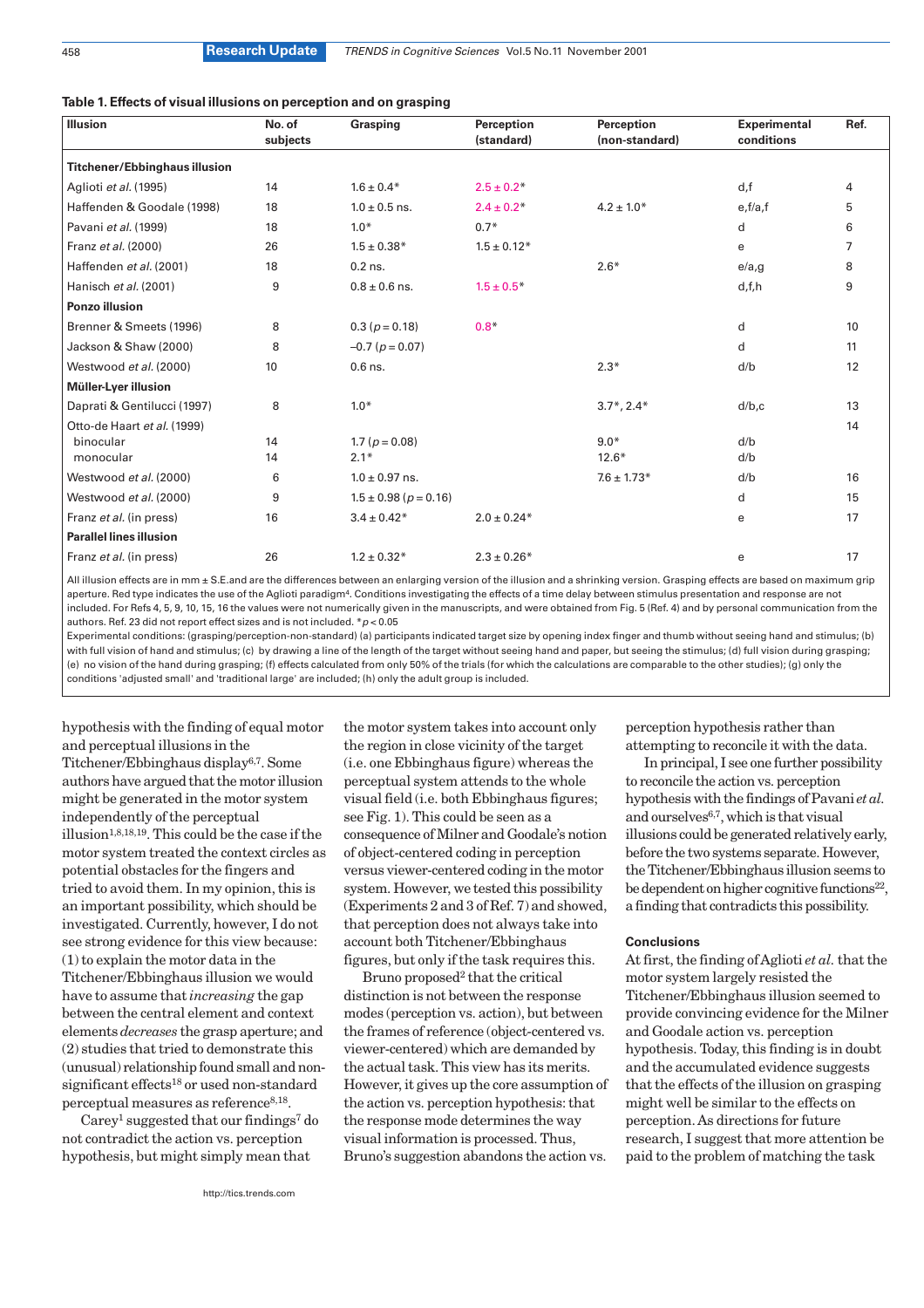**Table 1. Effects of visual illusions on perception and on grasping**

| Illusion | No. of subjects | Grasping | Perception (standard) | Perception (non-standard) | Experimental conditions | Ref. |
|---|---|---|---|---|---|---|
| **Titchener/Ebbinghaus illusion** | | | | | | |
| Aglioti *et al.* (1995) | 14 | 1.6 ± 0.4* | 2.5 ± 0.2* | | d,f | 4 |
| Haffenden & Goodale (1998) | 18 | 1.0 ± 0.5 ns. | 2.4 ± 0.2* | 4.2 ± 1.0* | e,f/a,f | 5 |
| Pavani *et al.* (1999) | 18 | 1.0* | 0.7* | | d | 6 |
| Franz *et al.* (2000) | 26 | 1.5 ± 0.38* | 1.5 ± 0.12* | | e | 7 |
| Haffenden *et al.* (2001) | 18 | 0.2 ns. | | 2.6* | e/a,g | 8 |
| Hanisch *et al.* (2001) | 9 | 0.8 ± 0.6 ns. | 1.5 ± 0.5* | | d,f,h | 9 |
| **Ponzo illusion** | | | | | | |
| Brenner & Smeets (1996) | 8 | 0.3 ($p = 0.18$) | 0.8* | | d | 10 |
| Jackson & Shaw (2000) | 8 | –0.7 ($p = 0.07$) | | | d | 11 |
| Westwood *et al.* (2000) | 10 | 0.6 ns. | | 2.3* | d/b | 12 |
| **Müller-Lyer illusion** | | | | | | |
| Daprati & Gentilucci (1997) | 8 | 1.0* | | 3.7*, 2.4* | d/b,c | 13 |
| Otto-de Haart *et al.* (1999) | | | | | | 14 |
| binocular | 14 | 1.7 ($p = 0.08$) | | 9.0* | d/b | |
| monocular | 14 | 2.1* | | 12.6* | d/b | |
| Westwood *et al.* (2000) | 6 | 1.0 ± 0.97 ns. | | 7.6 ± 1.73* | d/b | 16 |
| Westwood *et al.* (2000) | 9 | 1.5 ± 0.98 ($p = 0.16$) | | | d | 15 |
| Franz *et al.* (in press) | 16 | 3.4 ± 0.42* | 2.0 ± 0.24* | | e | 17 |
| **Parallel lines illusion** | | | | | | |
| Franz *et al.* (in press) | 26 | 1.2 ± 0.32* | 2.3 ± 0.26* | | e | 17 |

All illusion effects are in mm ± S.E.and are the differences between an enlarging version of the illusion and a shrinking version. Grasping effects are based on maximum grip aperture. Red type indicates the use of the Aglioti paradigm[4]. Conditions investigating the effects of a time delay between stimulus presentation and response are not included. For Refs 4, 5, 9, 10, 15, 16 the values were not numerically given in the manuscripts, and were obtained from Fig. 5 (Ref. 4) and by personal communication from the authors. Ref. 23 did not report effect sizes and is not included. *$p < 0.05$

Experimental conditions: (grasping/perception-non-standard) (a) participants indicated target size by opening index finger and thumb without seeing hand and stimulus; (b) with full vision of hand and stimulus; (c) by drawing a line of the length of the target without seeing hand and paper, but seeing the stimulus; (d) full vision during grasping; (e) no vision of the hand during grasping; (f) effects calculated from only 50% of the trials (for which the calculations are comparable to the other studies); (g) only the conditions 'adjusted small' and 'traditional large' are included; (h) only the adult group is included.

hypothesis with the finding of equal motor and perceptual illusions in the Titchener/Ebbinghaus display[6,7]. Some authors have argued that the motor illusion might be generated in the motor system independently of the perceptual illusion[1,8,18,19]. This could be the case if the motor system treated the context circles as potential obstacles for the fingers and tried to avoid them. In my opinion, this is an important possibility, which should be investigated. Currently, however, I do not see strong evidence for this view because: (1) to explain the motor data in the Titchener/Ebbinghaus illusion we would have to assume that *increasing* the gap between the central element and context elements *decreases* the grasp aperture; and (2) studies that tried to demonstrate this (unusual) relationship found small and non-significant effects[18] or used non-standard perceptual measures as reference[8,18].

Carey[1] suggested that our findings[7] do not contradict the action vs. perception hypothesis, but might simply mean that the motor system takes into account only the region in close vicinity of the target (i.e. one Ebbinghaus figure) whereas the perceptual system attends to the whole visual field (i.e. both Ebbinghaus figures; see Fig. 1). This could be seen as a consequence of Milner and Goodale's notion of object-centered coding in perception versus viewer-centered coding in the motor system. However, we tested this possibility (Experiments 2 and 3 of Ref. 7) and showed, that perception does not always take into account both Titchener/Ebbinghaus figures, but only if the task requires this.

Bruno proposed[2] that the critical distinction is not between the response modes (perception vs. action), but between the frames of reference (object-centered vs. viewer-centered) which are demanded by the actual task. This view has its merits. However, it gives up the core assumption of the action vs. perception hypothesis: that the response mode determines the way visual information is processed. Thus, Bruno's suggestion abandons the action vs. perception hypothesis rather than attempting to reconcile it with the data.

In principal, I see one further possibility to reconcile the action vs. perception hypothesis with the findings of Pavani *et al.* and ourselves[6,7], which is that visual illusions could be generated relatively early, before the two systems separate. However, the Titchener/Ebbinghaus illusion seems to be dependent on higher cognitive functions[22], a finding that contradicts this possibility.

### Conclusions

At first, the finding of Aglioti *et al.* that the motor system largely resisted the Titchener/Ebbinghaus illusion seemed to provide convincing evidence for the Milner and Goodale action vs. perception hypothesis. Today, this finding is in doubt and the accumulated evidence suggests that the effects of the illusion on grasping might well be similar to the effects on perception. As directions for future research, I suggest that more attention be paid to the problem of matching the task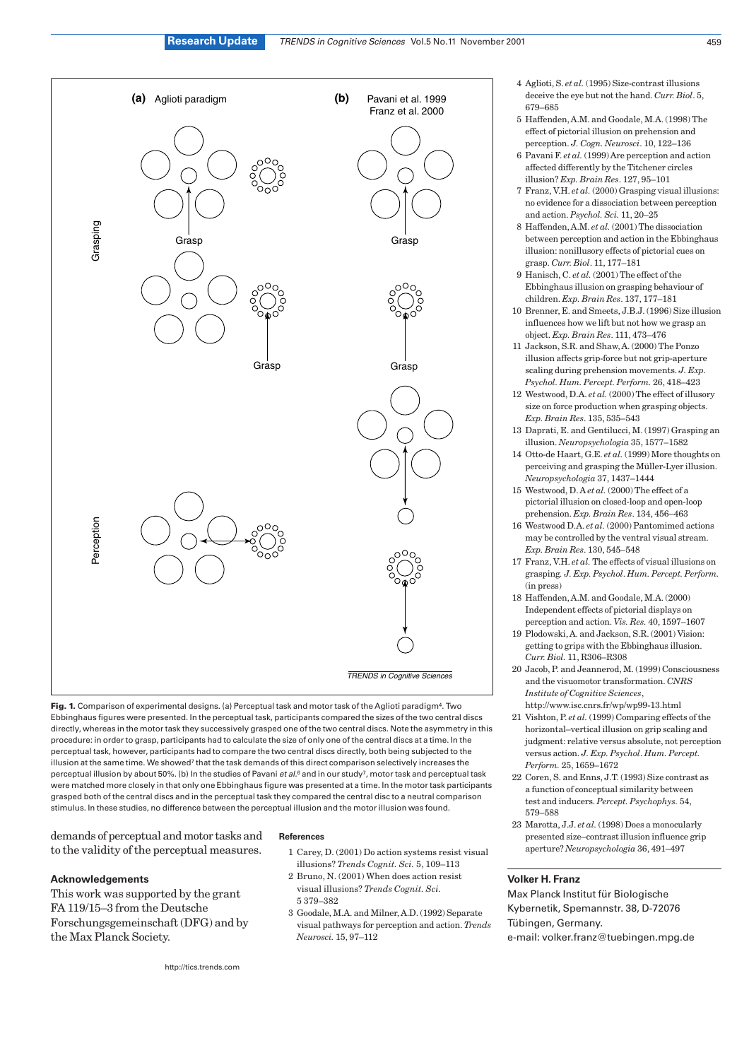(a) Aglioti paradigm

(b) Pavani et al. 1999
Franz et al. 2000

Grasping

Grasp

Grasp

Grasp

Grasp

Perception

TRENDS in Cognitive Sciences

**Fig. 1.** Comparison of experimental designs. (a) Perceptual task and motor task of the Aglioti paradigm[4]. Two Ebbinghaus figures were presented. In the perceptual task, participants compared the sizes of the two central discs directly, whereas in the motor task they successively grasped one of the two central discs. Note the asymmetry in this procedure: in order to grasp, participants had to calculate the size of only one of the central discs at a time. In the perceptual task, however, participants had to compare the two central discs directly, both being subjected to the illusion at the same time. We showed[7] that the task demands of this direct comparison selectively increases the perceptual illusion by about 50%. (b) In the studies of Pavani *et al.*[6] and in our study[7], motor task and perceptual task were matched more closely in that only one Ebbinghaus figure was presented at a time. In the motor task participants grasped both of the central discs and in the perceptual task they compared the central disc to a neutral comparison stimulus. In these studies, no difference between the perceptual illusion and the motor illusion was found.

demands of perceptual and motor tasks and to the validity of the perceptual measures.

### Acknowledgements

This work was supported by the grant FA 119/15–3 from the Deutsche Forschungsgemeinschaft (DFG) and by the Max Planck Society.

### References

1. Carey, D. (2001) Do action systems resist visual illusions? *Trends Cognit. Sci.* 5, 109–113
2. Bruno, N. (2001) When does action resist visual illusions? *Trends Cognit. Sci.* 5 379–382
3. Goodale, M.A. and Milner, A.D. (1992) Separate visual pathways for perception and action. *Trends Neurosci.* 15, 97–112
4. Aglioti, S. *et al.* (1995) Size-contrast illusions deceive the eye but not the hand. *Curr. Biol*. 5, 679–685
5. Haffenden, A.M. and Goodale, M.A. (1998) The effect of pictorial illusion on prehension and perception. *J. Cogn. Neurosci*. 10, 122–136
6. Pavani F. *et al.* (1999) Are perception and action affected differently by the Titchener circles illusion? *Exp. Brain Res*. 127, 95–101
7. Franz, V.H. *et al.* (2000) Grasping visual illusions: no evidence for a dissociation between perception and action. *Psychol. Sci.* 11, 20–25
8. Haffenden, A.M. *et al.* (2001) The dissociation between perception and action in the Ebbinghaus illusion: nonillusory effects of pictorial cues on grasp. *Curr. Biol*. 11, 177–181
9. Hanisch, C. *et al.* (2001) The effect of the Ebbinghaus illusion on grasping behaviour of children. *Exp. Brain Res*. 137, 177–181
10. Brenner, E. and Smeets, J.B.J. (1996) Size illusion influences how we lift but not how we grasp an object. *Exp. Brain Res*. 111, 473–476
11. Jackson, S.R. and Shaw, A. (2000) The Ponzo illusion affects grip-force but not grip-aperture scaling during prehension movements. *J. Exp. Psychol. Hum. Percept. Perform.* 26, 418–423
12. Westwood, D.A. *et al.* (2000) The effect of illusory size on force production when grasping objects. *Exp. Brain Res*. 135, 535–543
13. Daprati, E. and Gentilucci, M. (1997) Grasping an illusion. *Neuropsychologia* 35, 1577–1582
14. Otto-de Haart, G.E. *et al.* (1999) More thoughts on perceiving and grasping the Müller-Lyer illusion. *Neuropsychologia* 37, 1437–1444
15. Westwood, D. A *et al.* (2000) The effect of a pictorial illusion on closed-loop and open-loop prehension. *Exp. Brain Res*. 134, 456–463
16. Westwood D.A. *et al.* (2000) Pantomimed actions may be controlled by the ventral visual stream. *Exp. Brain Res*. 130, 545–548
17. Franz, V.H. *et al.* The effects of visual illusions on grasping. *J. Exp. Psychol. Hum. Percept. Perform.* (in press)
18. Haffenden, A.M. and Goodale, M.A. (2000) Independent effects of pictorial displays on perception and action. *Vis. Res.* 40, 1597–1607
19. Plodowski, A. and Jackson, S.R. (2001) Vision: getting to grips with the Ebbinghaus illusion. *Curr. Biol.* 11, R306–R308
20. Jacob, P. and Jeannerod, M. (1999) Consciousness and the visuomotor transformation. *CNRS Institute of Cognitive Sciences*, http://www.isc.cnrs.fr/wp/wp99-13.html
21. Vishton, P. *et al.* (1999) Comparing effects of the horizontal–vertical illusion on grip scaling and judgment: relative versus absolute, not perception versus action. *J. Exp. Psychol. Hum. Percept. Perform.* 25, 1659–1672
22. Coren, S. and Enns, J.T. (1993) Size contrast as a function of conceptual similarity between test and inducers. *Percept. Psychophys.* 54, 579–588
23. Marotta, J.J. *et al.* (1998) Does a monocularly presented size–contrast illusion influence grip aperture? *Neuropsychologia* 36, 491–497

**Volker H. Franz**
Max Planck Institut für Biologische Kybernetik, Spemannstr. 38, D-72076 Tübingen, Germany.
e-mail: volker.franz@tuebingen.mpg.de